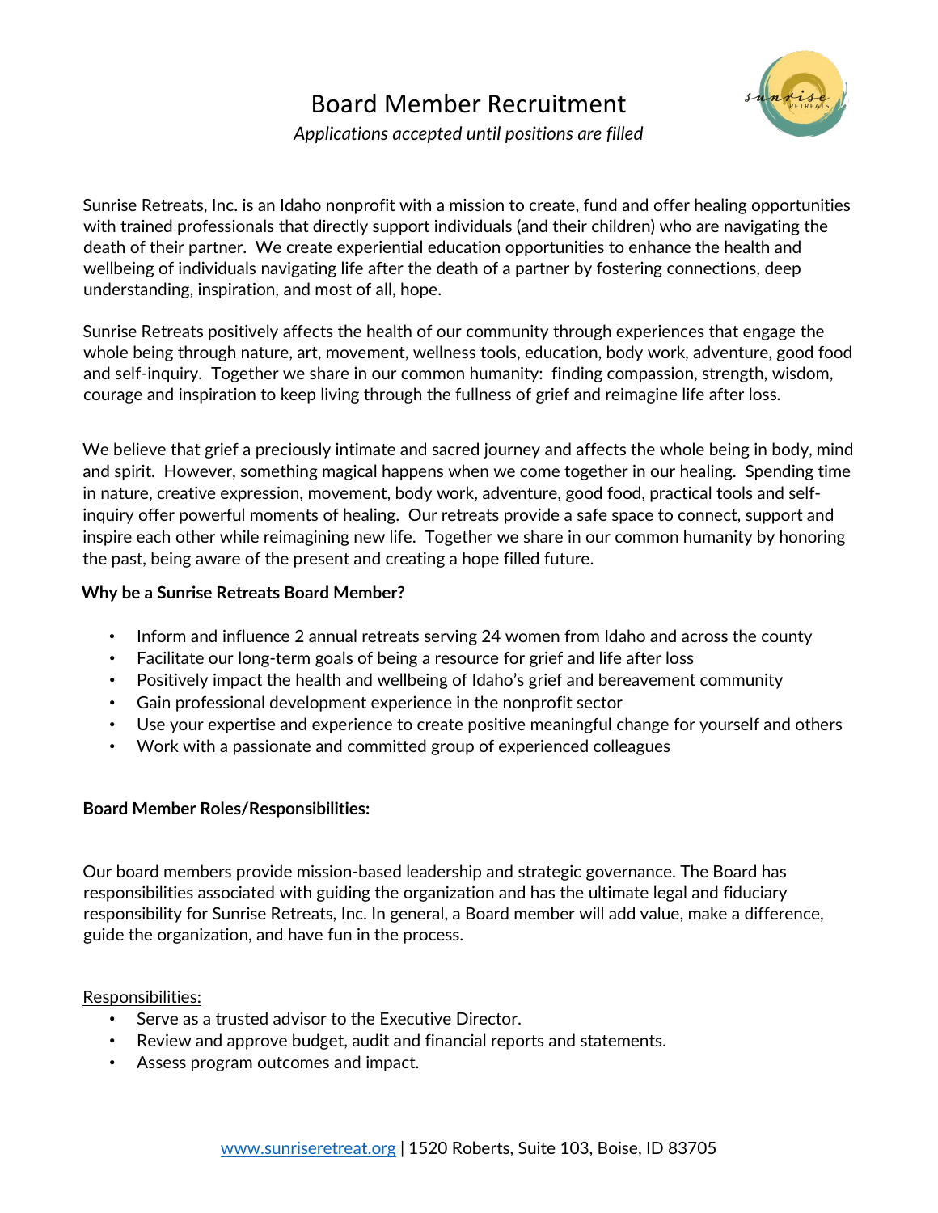# Board Member Recruitment

*Applications accepted until positions are filled*

Sunrise Retreats, Inc. is an Idaho nonprofit with a mission to create, fund and offer healing opportunities with trained professionals that directly support individuals (and their children) who are navigating the death of their partner. We create experiential education opportunities to enhance the health and wellbeing of individuals navigating life after the death of a partner by fostering connections, deep understanding, inspiration, and most of all, hope.

Sunrise Retreats positively affects the health of our community through experiences that engage the whole being through nature, art, movement, wellness tools, education, body work, adventure, good food and self-inquiry. Together we share in our common humanity: finding compassion, strength, wisdom, courage and inspiration to keep living through the fullness of grief and reimagine life after loss.

We believe that grief a preciously intimate and sacred journey and affects the whole being in body, mind and spirit. However, something magical happens when we come together in our healing. Spending time in nature, creative expression, movement, body work, adventure, good food, practical tools and self-inquiry offer powerful moments of healing. Our retreats provide a safe space to connect, support and inspire each other while reimagining new life. Together we share in our common humanity by honoring the past, being aware of the present and creating a hope filled future.

**Why be a Sunrise Retreats Board Member?**

- Inform and influence 2 annual retreats serving 24 women from Idaho and across the county
- Facilitate our long-term goals of being a resource for grief and life after loss
- Positively impact the health and wellbeing of Idaho's grief and bereavement community
- Gain professional development experience in the nonprofit sector
- Use your expertise and experience to create positive meaningful change for yourself and others
- Work with a passionate and committed group of experienced colleagues

**Board Member Roles/Responsibilities:**

Our board members provide mission-based leadership and strategic governance. The Board has responsibilities associated with guiding the organization and has the ultimate legal and fiduciary responsibility for Sunrise Retreats, Inc. In general, a Board member will add value, make a difference, guide the organization, and have fun in the process.

<u>Responsibilities:</u>

- Serve as a trusted advisor to the Executive Director.
- Review and approve budget, audit and financial reports and statements.
- Assess program outcomes and impact.

www.sunriseretreat.org | 1520 Roberts, Suite 103, Boise, ID 83705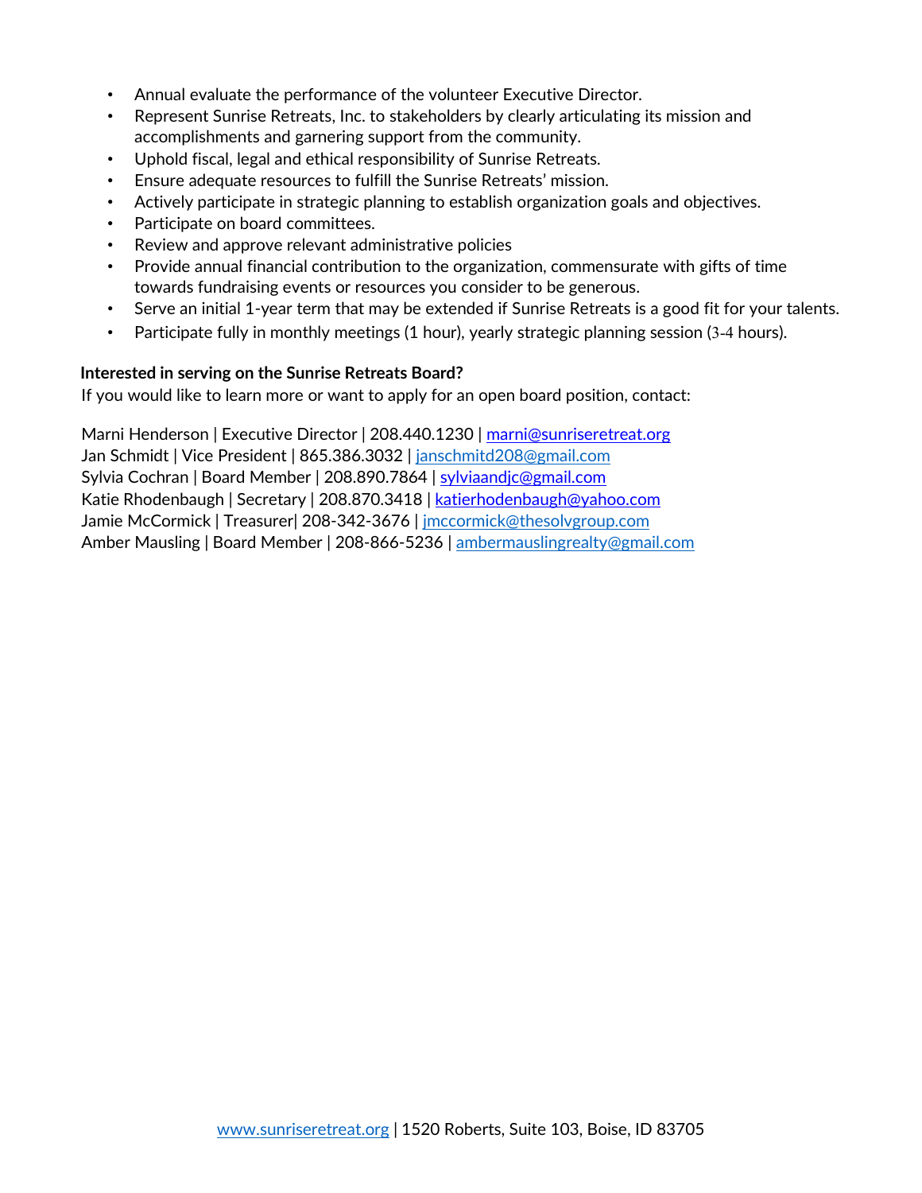- Annual evaluate the performance of the volunteer Executive Director.
- Represent Sunrise Retreats, Inc. to stakeholders by clearly articulating its mission and accomplishments and garnering support from the community.
- Uphold fiscal, legal and ethical responsibility of Sunrise Retreats.
- Ensure adequate resources to fulfill the Sunrise Retreats' mission.
- Actively participate in strategic planning to establish organization goals and objectives.
- Participate on board committees.
- Review and approve relevant administrative policies
- Provide annual financial contribution to the organization, commensurate with gifts of time towards fundraising events or resources you consider to be generous.
- Serve an initial 1-year term that may be extended if Sunrise Retreats is a good fit for your talents.
- Participate fully in monthly meetings (1 hour), yearly strategic planning session (3-4 hours).

**Interested in serving on the Sunrise Retreats Board?**

If you would like to learn more or want to apply for an open board position, contact:

Marni Henderson | Executive Director | 208.440.1230 | marni@sunriseretreat.org
Jan Schmidt | Vice President | 865.386.3032 | janschmitd208@gmail.com
Sylvia Cochran | Board Member | 208.890.7864 | sylviaandjc@gmail.com
Katie Rhodenbaugh | Secretary | 208.870.3418 | katierhodenbaugh@yahoo.com
Jamie McCormick | Treasurer| 208-342-3676 | jmccormick@thesolvgroup.com
Amber Mausling | Board Member | 208-866-5236 | ambermauslingrealty@gmail.com

www.sunriseretreat.org | 1520 Roberts, Suite 103, Boise, ID 83705